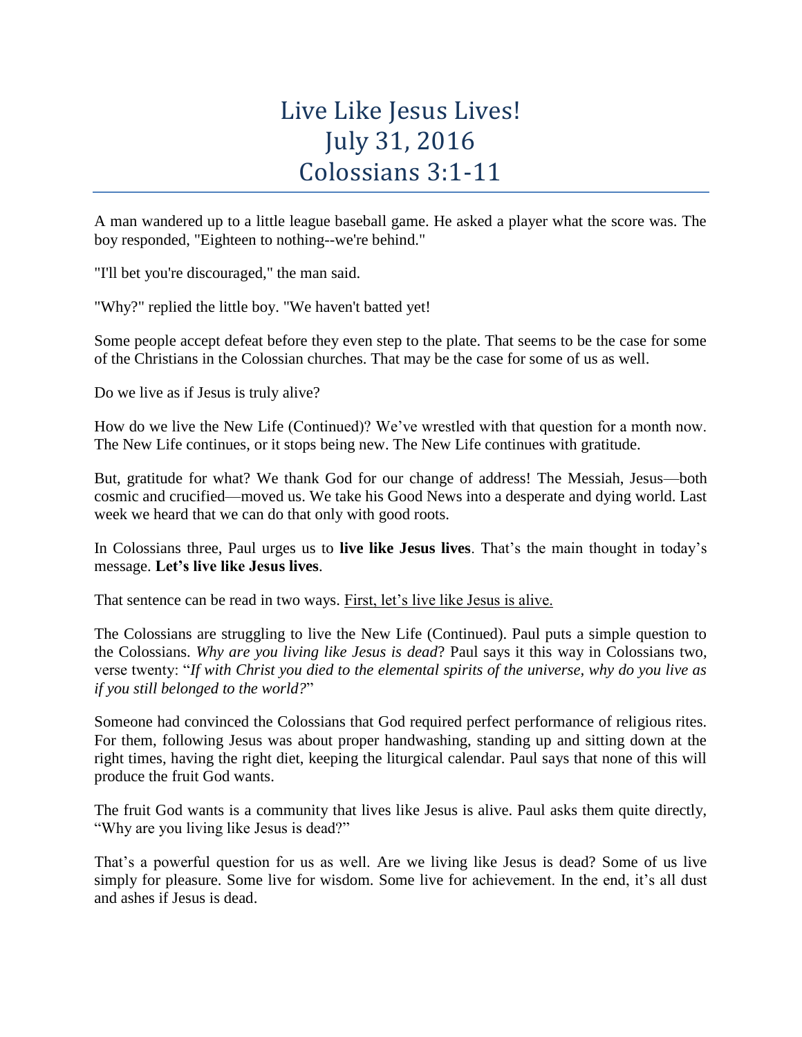# Live Like Jesus Lives!
# July 31, 2016
# Colossians 3:1-11

A man wandered up to a little league baseball game. He asked a player what the score was. The boy responded, "Eighteen to nothing--we're behind."

"I'll bet you're discouraged," the man said.

"Why?" replied the little boy. "We haven't batted yet!

Some people accept defeat before they even step to the plate. That seems to be the case for some of the Christians in the Colossian churches. That may be the case for some of us as well.

Do we live as if Jesus is truly alive?

How do we live the New Life (Continued)? We've wrestled with that question for a month now. The New Life continues, or it stops being new. The New Life continues with gratitude.

But, gratitude for what? We thank God for our change of address! The Messiah, Jesus—both cosmic and crucified—moved us. We take his Good News into a desperate and dying world. Last week we heard that we can do that only with good roots.

In Colossians three, Paul urges us to **live like Jesus lives**. That's the main thought in today's message. **Let's live like Jesus lives**.

That sentence can be read in two ways. <u>First, let's live like Jesus is alive.</u>

The Colossians are struggling to live the New Life (Continued). Paul puts a simple question to the Colossians. *Why are you living like Jesus is dead*? Paul says it this way in Colossians two, verse twenty: "*If with Christ you died to the elemental spirits of the universe, why do you live as if you still belonged to the world?*"

Someone had convinced the Colossians that God required perfect performance of religious rites. For them, following Jesus was about proper handwashing, standing up and sitting down at the right times, having the right diet, keeping the liturgical calendar. Paul says that none of this will produce the fruit God wants.

The fruit God wants is a community that lives like Jesus is alive. Paul asks them quite directly, "Why are you living like Jesus is dead?"

That's a powerful question for us as well. Are we living like Jesus is dead? Some of us live simply for pleasure. Some live for wisdom. Some live for achievement. In the end, it's all dust and ashes if Jesus is dead.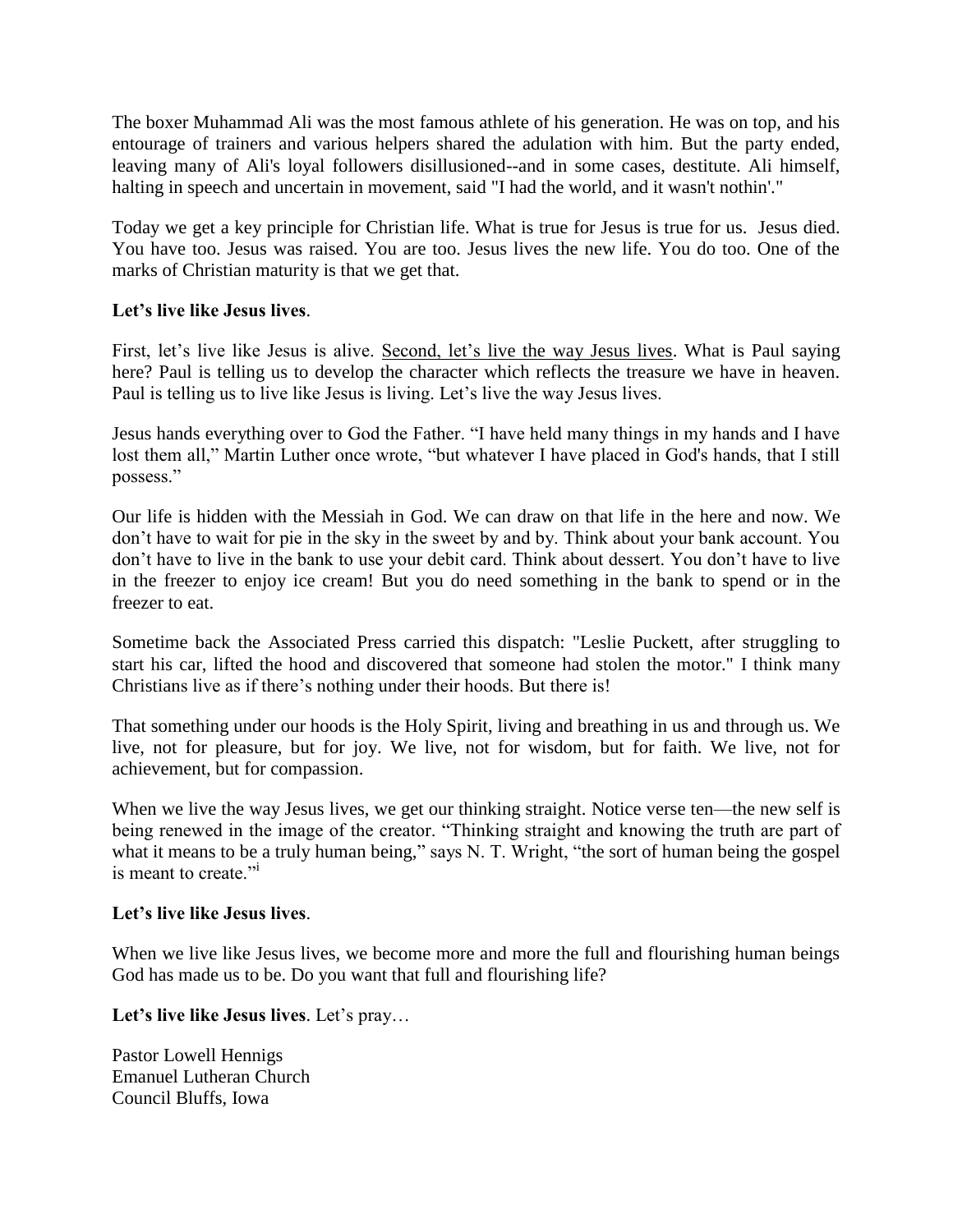The boxer Muhammad Ali was the most famous athlete of his generation. He was on top, and his entourage of trainers and various helpers shared the adulation with him. But the party ended, leaving many of Ali's loyal followers disillusioned--and in some cases, destitute. Ali himself, halting in speech and uncertain in movement, said "I had the world, and it wasn't nothin'."

Today we get a key principle for Christian life. What is true for Jesus is true for us. Jesus died. You have too. Jesus was raised. You are too. Jesus lives the new life. You do too. One of the marks of Christian maturity is that we get that.

**Let's live like Jesus lives**.

First, let's live like Jesus is alive. Second, let's live the way Jesus lives. What is Paul saying here? Paul is telling us to develop the character which reflects the treasure we have in heaven. Paul is telling us to live like Jesus is living. Let's live the way Jesus lives.

Jesus hands everything over to God the Father. "I have held many things in my hands and I have lost them all," Martin Luther once wrote, "but whatever I have placed in God's hands, that I still possess."

Our life is hidden with the Messiah in God. We can draw on that life in the here and now. We don't have to wait for pie in the sky in the sweet by and by. Think about your bank account. You don't have to live in the bank to use your debit card. Think about dessert. You don't have to live in the freezer to enjoy ice cream! But you do need something in the bank to spend or in the freezer to eat.

Sometime back the Associated Press carried this dispatch: "Leslie Puckett, after struggling to start his car, lifted the hood and discovered that someone had stolen the motor." I think many Christians live as if there's nothing under their hoods. But there is!

That something under our hoods is the Holy Spirit, living and breathing in us and through us. We live, not for pleasure, but for joy. We live, not for wisdom, but for faith. We live, not for achievement, but for compassion.

When we live the way Jesus lives, we get our thinking straight. Notice verse ten—the new self is being renewed in the image of the creator. "Thinking straight and knowing the truth are part of what it means to be a truly human being," says N. T. Wright, "the sort of human being the gospel is meant to create."[i]

**Let's live like Jesus lives**.

When we live like Jesus lives, we become more and more the full and flourishing human beings God has made us to be. Do you want that full and flourishing life?

**Let's live like Jesus lives**. Let's pray…

Pastor Lowell Hennigs
Emanuel Lutheran Church
Council Bluffs, Iowa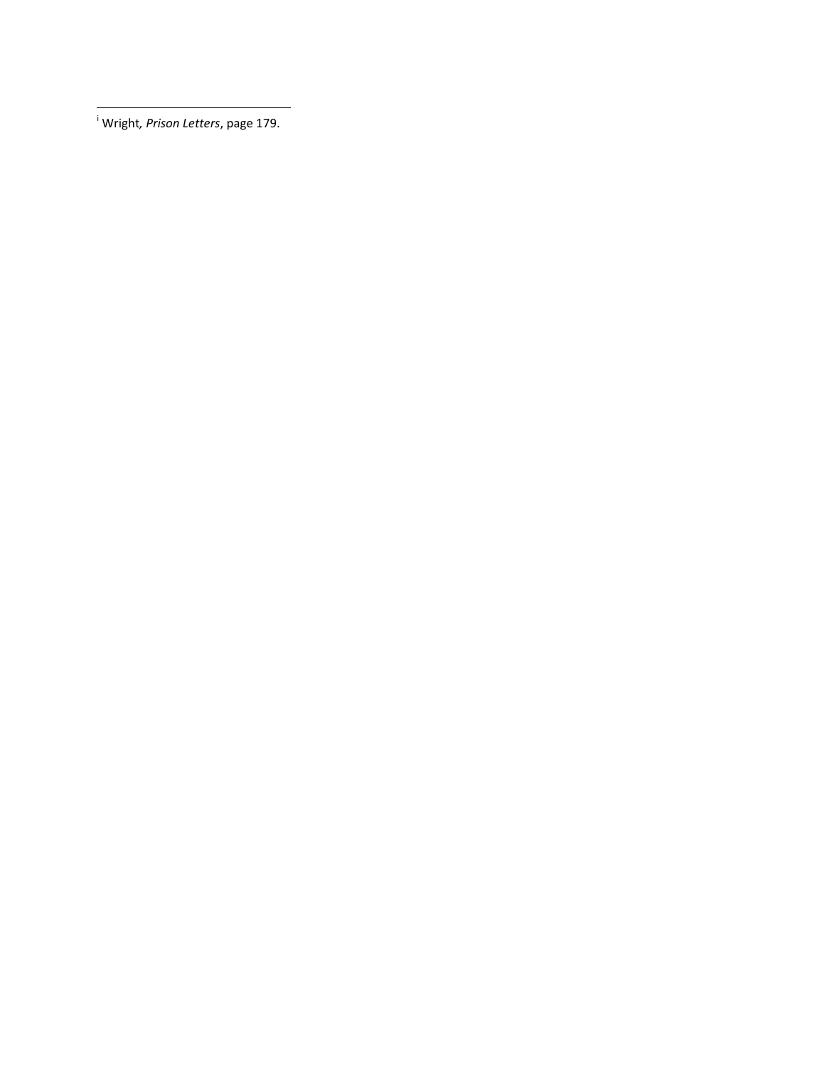---

[i] Wright, *Prison Letters*, page 179.